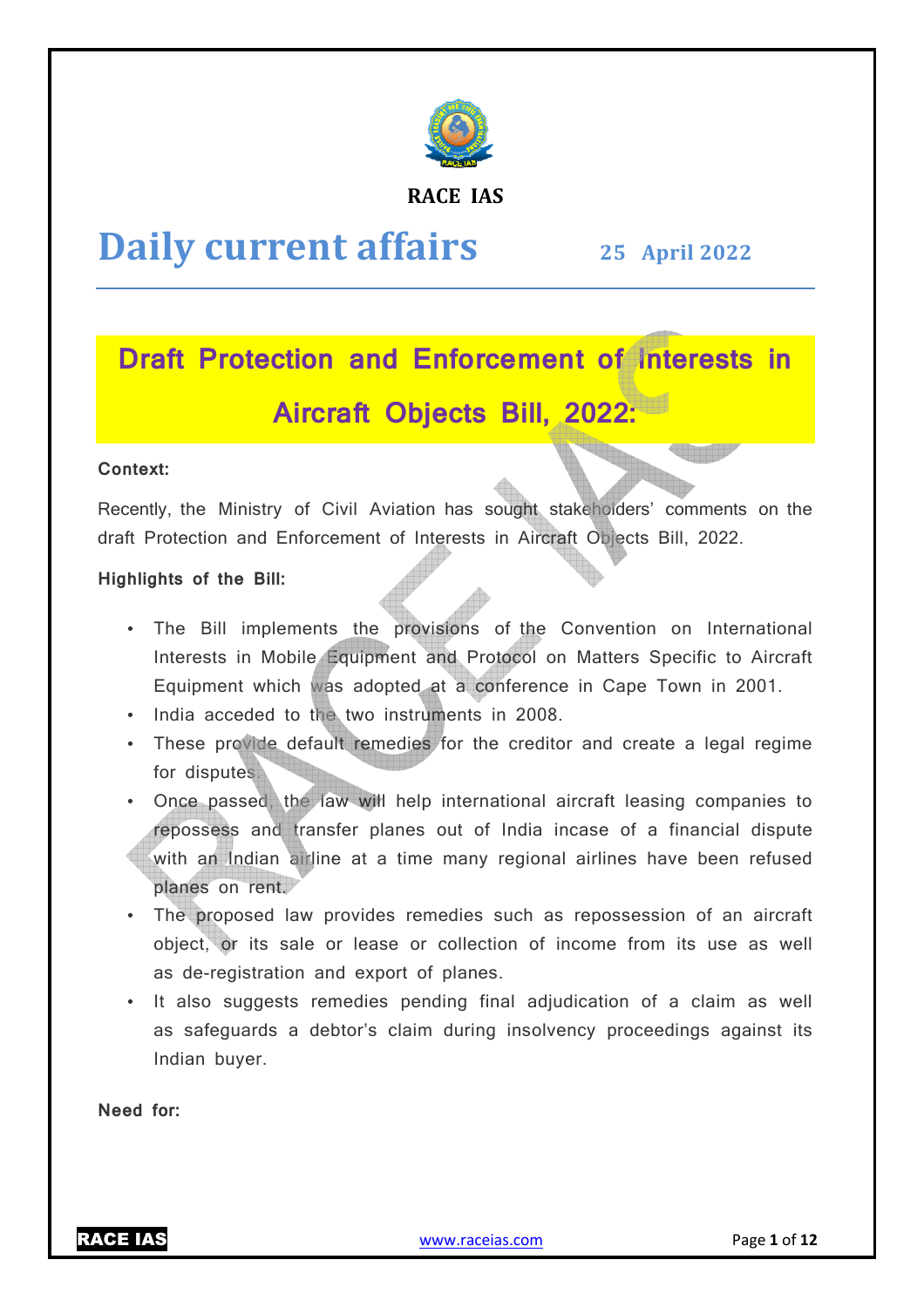**RACE IAS**

# Daily current affairs

**25 April 2022**

## Draft Protection and Enforcement of Interests in Aircraft Objects Bill, 2022:

**Context:**

Recently, the Ministry of Civil Aviation has sought stakeholders' comments on the draft Protection and Enforcement of Interests in Aircraft Objects Bill, 2022.

**Highlights of the Bill:**

- The Bill implements the provisions of the Convention on International Interests in Mobile Equipment and Protocol on Matters Specific to Aircraft Equipment which was adopted at a conference in Cape Town in 2001.
- India acceded to the two instruments in 2008.
- These provide default remedies for the creditor and create a legal regime for disputes.
- Once passed, the law will help international aircraft leasing companies to repossess and transfer planes out of India incase of a financial dispute with an Indian airline at a time many regional airlines have been refused planes on rent.
- The proposed law provides remedies such as repossession of an aircraft object, or its sale or lease or collection of income from its use as well as de-registration and export of planes.
- It also suggests remedies pending final adjudication of a claim as well as safeguards a debtor's claim during insolvency proceedings against its Indian buyer.

**Need for:**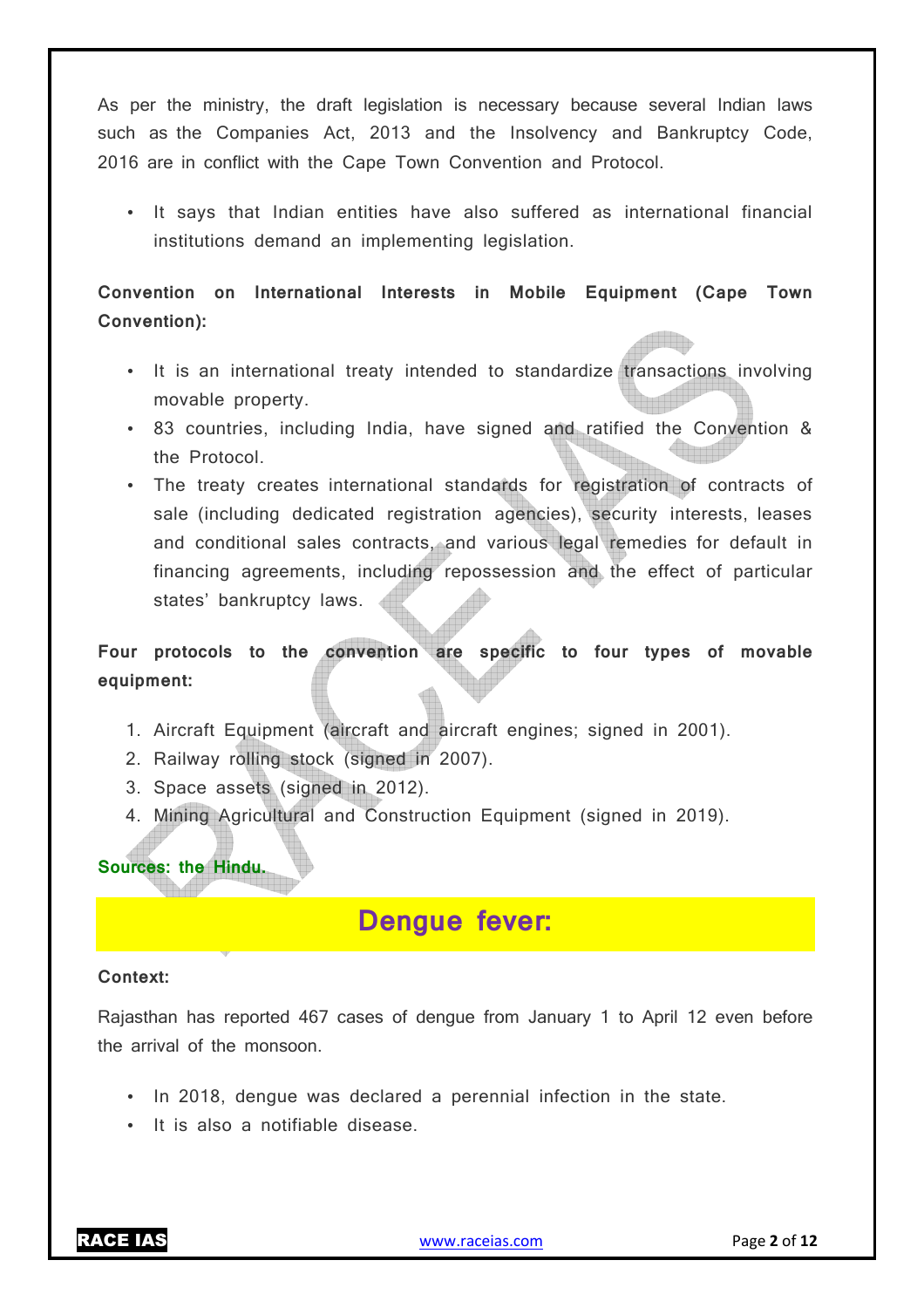As per the ministry, the draft legislation is necessary because several Indian laws such as the Companies Act, 2013 and the Insolvency and Bankruptcy Code, 2016 are in conflict with the Cape Town Convention and Protocol.

- It says that Indian entities have also suffered as international financial institutions demand an implementing legislation.

**Convention on International Interests in Mobile Equipment (Cape Town Convention):**

- It is an international treaty intended to standardize transactions involving movable property.
- 83 countries, including India, have signed and ratified the Convention & the Protocol.
- The treaty creates international standards for registration of contracts of sale (including dedicated registration agencies), security interests, leases and conditional sales contracts, and various legal remedies for default in financing agreements, including repossession and the effect of particular states' bankruptcy laws.

**Four protocols to the convention are specific to four types of movable equipment:**

1. Aircraft Equipment (aircraft and aircraft engines; signed in 2001).
2. Railway rolling stock (signed in 2007).
3. Space assets (signed in 2012).
4. Mining Agricultural and Construction Equipment (signed in 2019).

**Sources: the Hindu.**

## Dengue fever:

**Context:**

Rajasthan has reported 467 cases of dengue from January 1 to April 12 even before the arrival of the monsoon.

- In 2018, dengue was declared a perennial infection in the state.
- It is also a notifiable disease.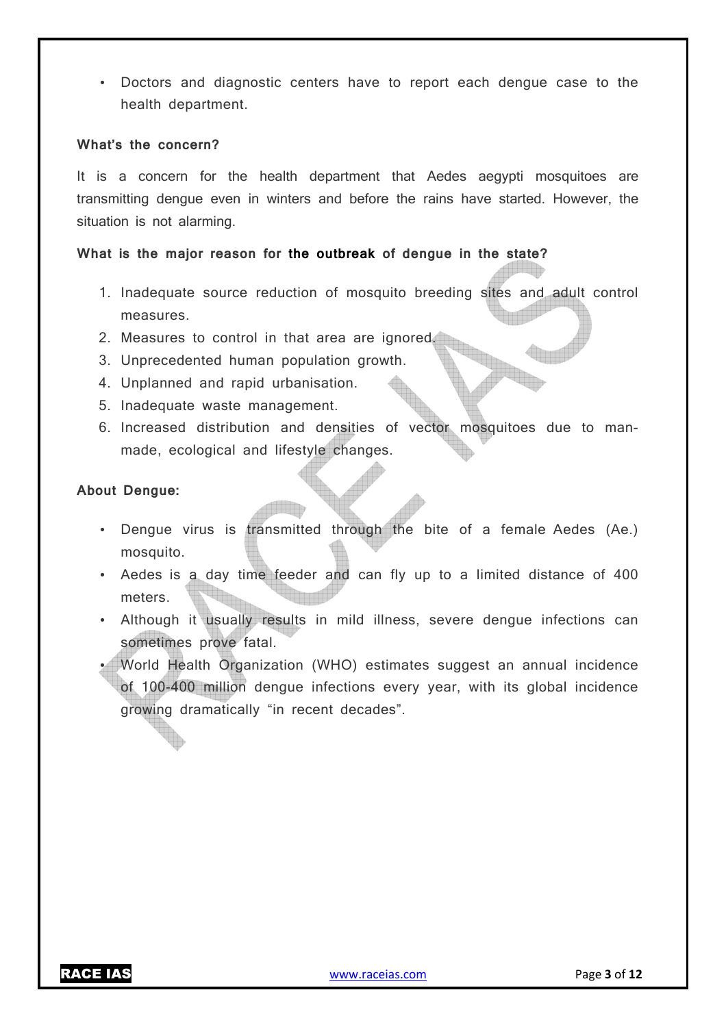- Doctors and diagnostic centers have to report each dengue case to the health department.

**What's the concern?**

It is a concern for the health department that Aedes aegypti mosquitoes are transmitting dengue even in winters and before the rains have started. However, the situation is not alarming.

**What is the major reason for the outbreak of dengue in the state?**

1. Inadequate source reduction of mosquito breeding sites and adult control measures.
2. Measures to control in that area are ignored.
3. Unprecedented human population growth.
4. Unplanned and rapid urbanisation.
5. Inadequate waste management.
6. Increased distribution and densities of vector mosquitoes due to man-made, ecological and lifestyle changes.

**About Dengue:**

- Dengue virus is transmitted through the bite of a female Aedes (Ae.) mosquito.
- Aedes is a day time feeder and can fly up to a limited distance of 400 meters.
- Although it usually results in mild illness, severe dengue infections can sometimes prove fatal.
- World Health Organization (WHO) estimates suggest an annual incidence of 100-400 million dengue infections every year, with its global incidence growing dramatically "in recent decades".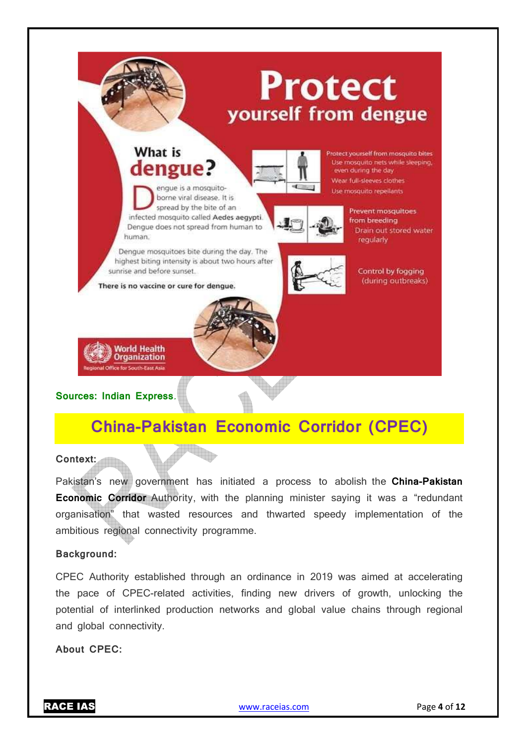# Protect yourself from dengue

## What is dengue?

Dengue is a mosquito-borne viral disease. It is spread by the bite of an infected mosquito called **Aedes aegypti**. Dengue does not spread from human to human.

Dengue mosquitoes bite during the day. The highest biting intensity is about two hours after sunrise and before sunset.

**There is no vaccine or cure for dengue.**

Protect yourself from mosquito bites
- Use mosquito nets while sleeping, even during the day
- Wear full-sleeves clothes
- Use mosquito repellants

Prevent mosquitoes from breeding
- Drain out stored water regularly

Control by fogging (during outbreaks)

World Health Organization
Regional Office for South-East Asia

**Sources: Indian Express.**

## China-Pakistan Economic Corridor (CPEC)

**Context:**

Pakistan's new government has initiated a process to abolish the **China-Pakistan Economic Corridor** Authority, with the planning minister saying it was a "redundant organisation" that wasted resources and thwarted speedy implementation of the ambitious regional connectivity programme.

**Background:**

CPEC Authority established through an ordinance in 2019 was aimed at accelerating the pace of CPEC-related activities, finding new drivers of growth, unlocking the potential of interlinked production networks and global value chains through regional and global connectivity.

**About CPEC:**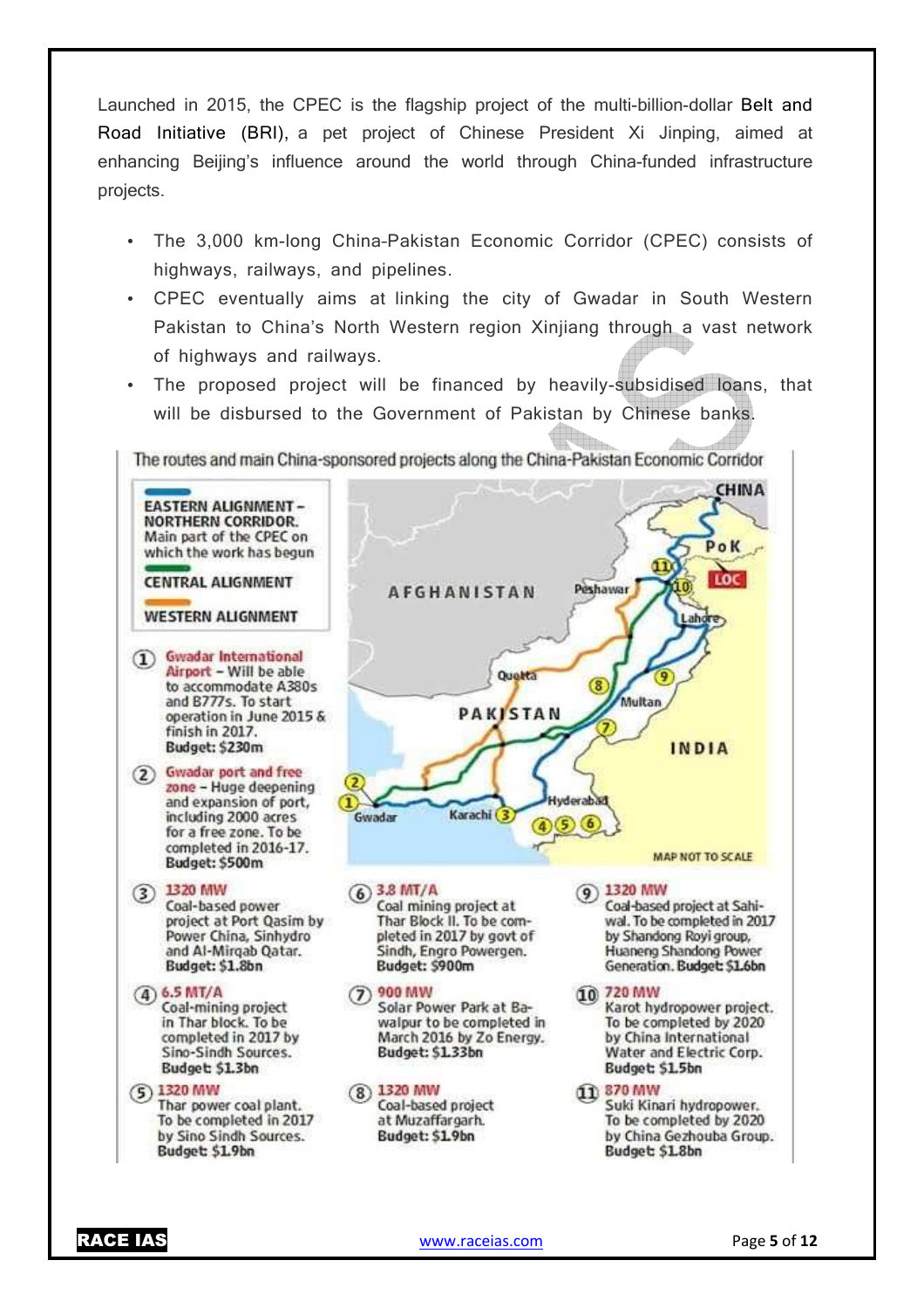Launched in 2015, the CPEC is the flagship project of the multi-billion-dollar Belt and Road Initiative (BRI), a pet project of Chinese President Xi Jinping, aimed at enhancing Beijing's influence around the world through China-funded infrastructure projects.

- The 3,000 km-long China-Pakistan Economic Corridor (CPEC) consists of highways, railways, and pipelines.
- CPEC eventually aims at linking the city of Gwadar in South Western Pakistan to China's North Western region Xinjiang through a vast network of highways and railways.
- The proposed project will be financed by heavily-subsidised loans, that will be disbursed to the Government of Pakistan by Chinese banks.

The routes and main China-sponsored projects along the China-Pakistan Economic Corridor

**EASTERN ALIGNMENT – NORTHERN CORRIDOR.** Main part of the CPEC on which the work has begun

**CENTRAL ALIGNMENT**

**WESTERN ALIGNMENT**

MAP NOT TO SCALE

1. **Gwadar International Airport** – Will be able to accommodate A380s and B777s. To start operation in June 2015 & finish in 2017. **Budget: $230m**
2. **Gwadar port and free zone** – Huge deepening and expansion of port, including 2000 acres for a free zone. To be completed in 2016-17. **Budget: $500m**
3. **1320 MW** Coal-based power project at Port Qasim by Power China, Sinhydro and Al-Mirqab Qatar. **Budget: $1.8bn**
4. **6.5 MT/A** Coal-mining project in Thar block. To be completed in 2017 by Sino-Sindh Sources. **Budget: $1.3bn**
5. **1320 MW** Thar power coal plant. To be completed in 2017 by Sino Sindh Sources. **Budget: $1.9bn**
6. **3.8 MT/A** Coal mining project at Thar Block II. To be completed in 2017 by govt of Sindh, Engro Powergen. **Budget: $900m**
7. **900 MW** Solar Power Park at Bawalpur to be completed in March 2016 by Zo Energy. **Budget: $1.33bn**
8. **1320 MW** Coal-based project at Muzaffargarh. **Budget: $1.9bn**
9. **1320 MW** Coal-based project at Sahiwal. To be completed in 2017 by Shandong Royi group, Huaneng Shandong Power Generation. **Budget: $1.6bn**
10. **720 MW** Karot hydropower project. To be completed by 2020 by China International Water and Electric Corp. **Budget: $1.5bn**
11. **870 MW** Suki Kinari hydropower. To be completed by 2020 by China Gezhouba Group. **Budget: $1.8bn**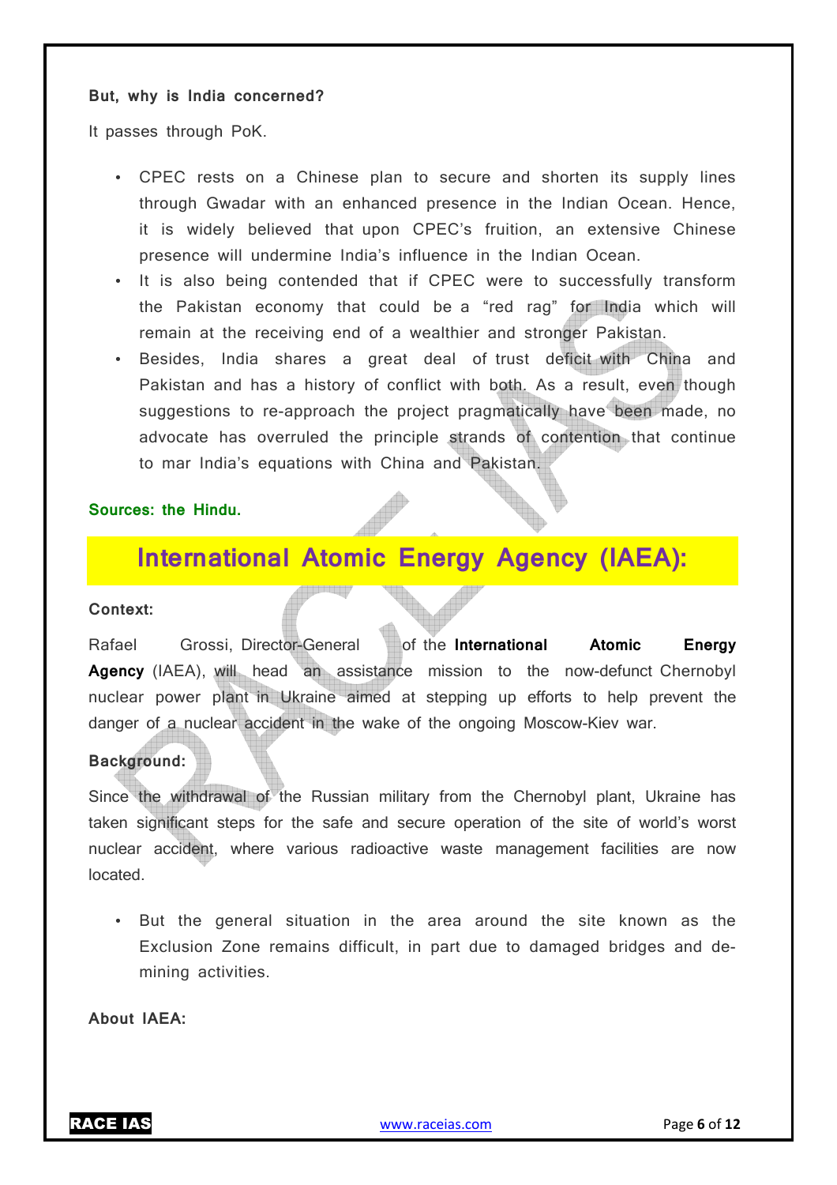**But, why is India concerned?**

It passes through PoK.

- CPEC rests on a Chinese plan to secure and shorten its supply lines through Gwadar with an enhanced presence in the Indian Ocean. Hence, it is widely believed that upon CPEC's fruition, an extensive Chinese presence will undermine India's influence in the Indian Ocean.
- It is also being contended that if CPEC were to successfully transform the Pakistan economy that could be a "red rag" for India which will remain at the receiving end of a wealthier and stronger Pakistan.
- Besides, India shares a great deal of trust deficit with China and Pakistan and has a history of conflict with both. As a result, even though suggestions to re-approach the project pragmatically have been made, no advocate has overruled the principle strands of contention that continue to mar India's equations with China and Pakistan.

**Sources: the Hindu.**

## International Atomic Energy Agency (IAEA):

**Context:**

Rafael Grossi, Director-General of the **International Atomic Energy Agency** (IAEA), will head an assistance mission to the now-defunct Chernobyl nuclear power plant in Ukraine aimed at stepping up efforts to help prevent the danger of a nuclear accident in the wake of the ongoing Moscow-Kiev war.

**Background:**

Since the withdrawal of the Russian military from the Chernobyl plant, Ukraine has taken significant steps for the safe and secure operation of the site of world's worst nuclear accident, where various radioactive waste management facilities are now located.

- But the general situation in the area around the site known as the Exclusion Zone remains difficult, in part due to damaged bridges and de-mining activities.

**About IAEA:**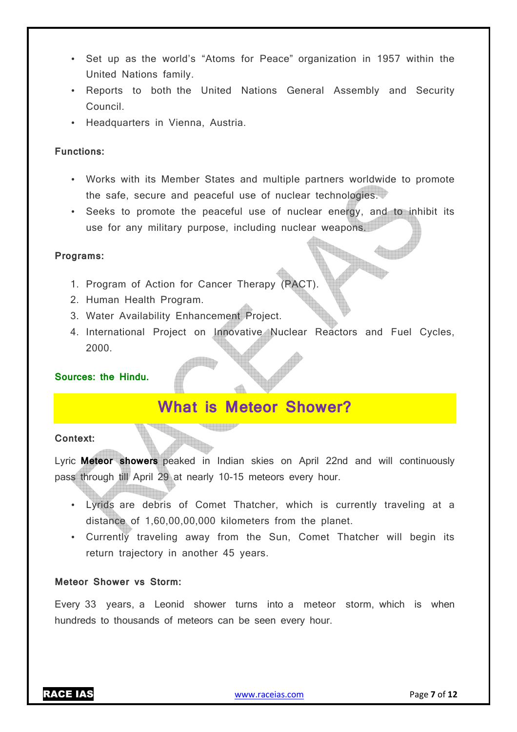- Set up as the world's "Atoms for Peace" organization in 1957 within the United Nations family.
- Reports to both the United Nations General Assembly and Security Council.
- Headquarters in Vienna, Austria.

**Functions:**

- Works with its Member States and multiple partners worldwide to promote the safe, secure and peaceful use of nuclear technologies.
- Seeks to promote the peaceful use of nuclear energy, and to inhibit its use for any military purpose, including nuclear weapons.

**Programs:**

1. Program of Action for Cancer Therapy (PACT).
2. Human Health Program.
3. Water Availability Enhancement Project.
4. International Project on Innovative Nuclear Reactors and Fuel Cycles, 2000.

**Sources: the Hindu.**

## What is Meteor Shower?

**Context:**

Lyric **Meteor showers** peaked in Indian skies on April 22nd and will continuously pass through till April 29 at nearly 10-15 meteors every hour.

- Lyrids are debris of Comet Thatcher, which is currently traveling at a distance of 1,60,00,00,000 kilometers from the planet.
- Currently traveling away from the Sun, Comet Thatcher will begin its return trajectory in another 45 years.

**Meteor Shower vs Storm:**

Every 33 years, a Leonid shower turns into a meteor storm, which is when hundreds to thousands of meteors can be seen every hour.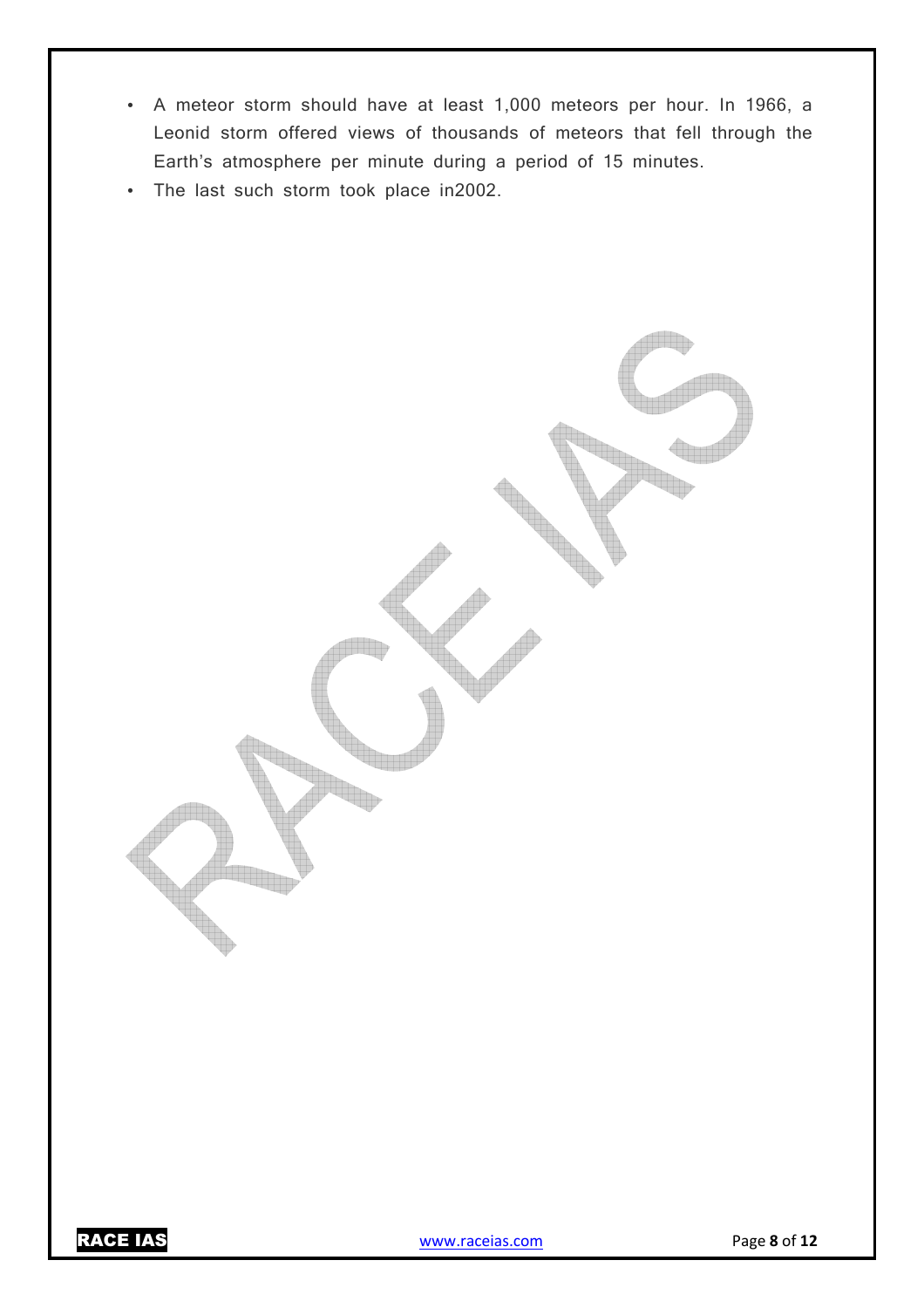- A meteor storm should have at least 1,000 meteors per hour. In 1966, a Leonid storm offered views of thousands of meteors that fell through the Earth's atmosphere per minute during a period of 15 minutes.
- The last such storm took place in2002.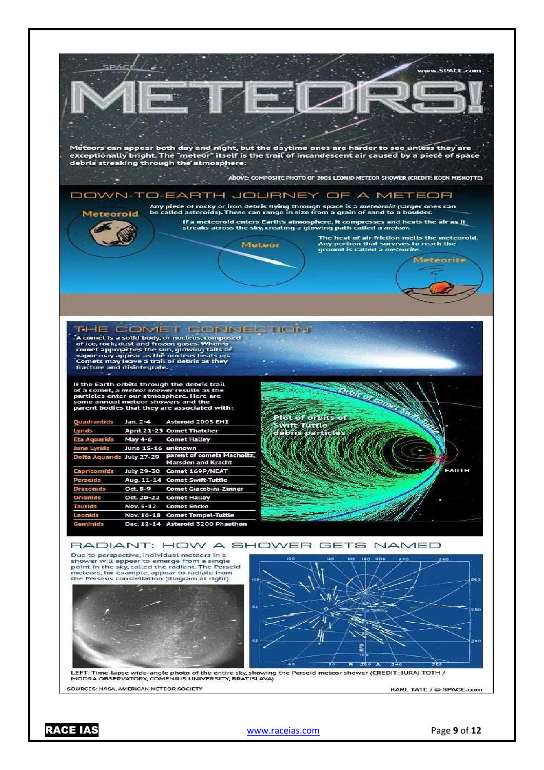# METEORS!

Meteors can appear both day and night, but the daytime ones are harder to see unless they are exceptionally bright. The "meteor" itself is the trail of incandescent air caused by a piece of space debris streaking through the atmosphere.

ABOVE: COMPOSITE PHOTO OF 2001 LEONID METEOR SHOWER (CREDIT: KOEN MISKOTTE)

## DOWN-TO-EARTH JOURNEY OF A METEOR

**Meteoroid**

Any piece of rocky or iron debris flying through space is a *meteoroid* (larger ones can be called asteroids). These can range in size from a grain of sand to a boulder.

**Meteor**

If a meteoroid enters Earth's atmosphere, it compresses and heats the air as it streaks across the sky, creating a glowing path called a *meteor*.

**Meteorite**

The heat of air friction melts the meteoroid. Any portion that survives to reach the ground is called a *meteorite*.

## THE COMET CONNECTION

A comet is a solid body, or nucleus, composed of ice, rock, dust and frozen gases. When a comet approaches the sun, glowing tails of vapor may appear as the nucleus heats up. Comets may leave a trail of debris as they fracture and disintegrate.

If the Earth orbits through the debris trail of a comet, a *meteor shower* results as the particles enter our atmosphere. Here are some annual meteor showers and the parent bodies that they are associated with:

| Shower | Dates | Parent body |
|---|---|---|
| Quadrantids | Jan. 2-4 | Asteroid 2003 EH1 |
| Lyrids | April 21-23 | Comet Thatcher |
| Eta Aquarids | May 4-6 | Comet Halley |
| June Lyrids | June 15-16 | unknown |
| Delta Aquarids | July 27-29 | parent of comets Machholtz, Marsden and Kracht |
| Capricornids | July 29-30 | Comet 169P/NEAT |
| Perseids | Aug. 11-14 | Comet Swift-Tuttle |
| Draconids | Oct. 8-9 | Comet Giacobini-Zinner |
| Orionids | Oct. 20-22 | Comet Halley |
| Taurids | Nov. 5-12 | Comet Encke |
| Leonids | Nov. 16-18 | Comet Tempel-Tuttle |
| Geminids | Dec. 12-14 | Asteroid 3200 Phaethon |

Plot of orbits of Swift-Tuttle debris particles

## RADIANT: HOW A SHOWER GETS NAMED

Due to perspective, individual meteors in a shower will appear to emerge from a single point in the sky, called the radiant. The Perseid meteors, for example, appear to radiate from the Perseus constellation (diagram at right).

LEFT: Time-lapse wide-angle photo of the entire sky, showing the Perseid meteor shower (CREDIT: JURAJ TOTH / MODRA OBSERVATORY, COMENIUS UNIVERSITY, BRATISLAVA)

SOURCES: NASA, AMERICAN METEOR SOCIETY

KARL TATE / © SPACE.com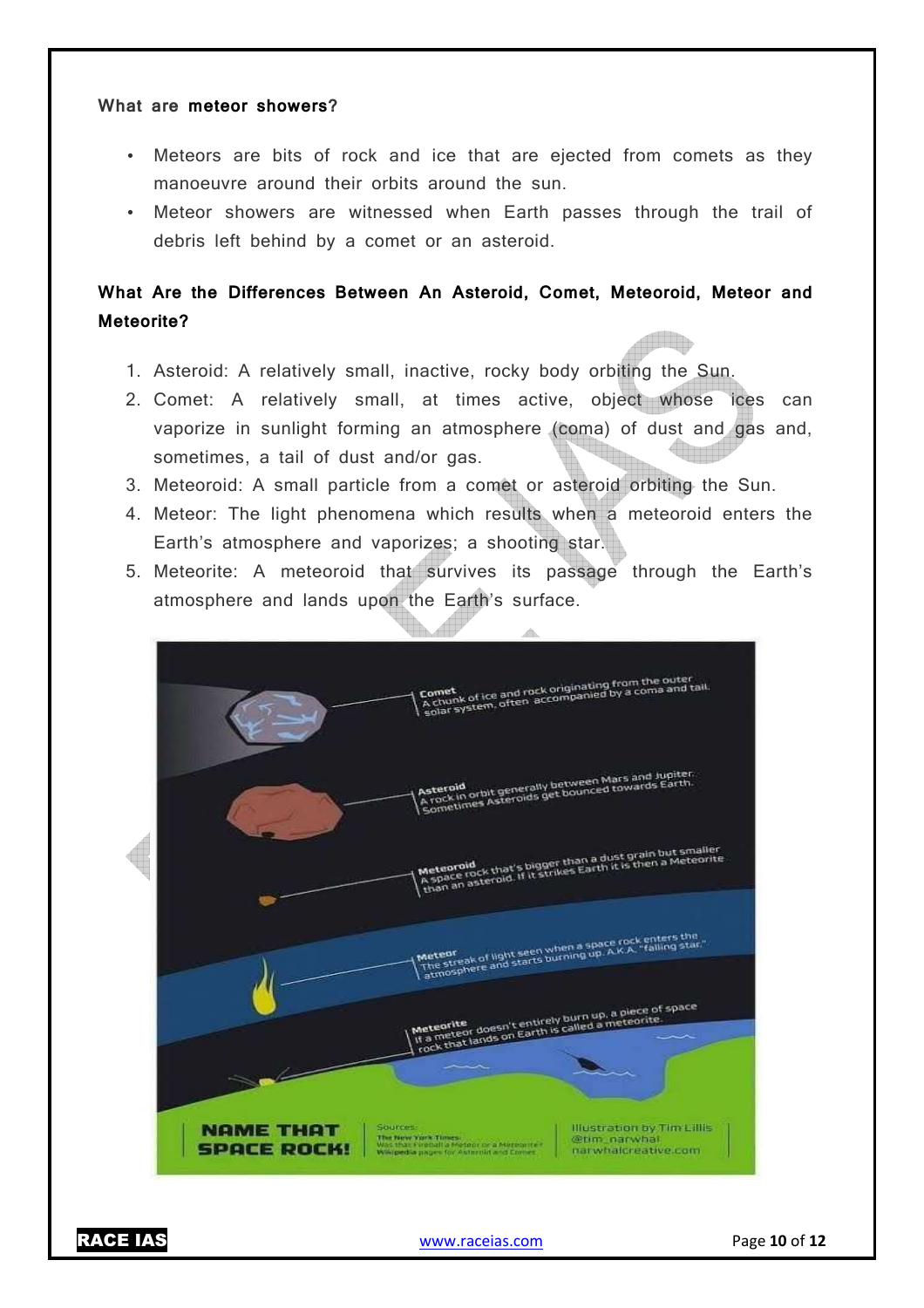**What are meteor showers?**

- Meteors are bits of rock and ice that are ejected from comets as they manoeuvre around their orbits around the sun.
- Meteor showers are witnessed when Earth passes through the trail of debris left behind by a comet or an asteroid.

**What Are the Differences Between An Asteroid, Comet, Meteoroid, Meteor and Meteorite?**

1. Asteroid: A relatively small, inactive, rocky body orbiting the Sun.
2. Comet: A relatively small, at times active, object whose ices can vaporize in sunlight forming an atmosphere (coma) of dust and gas and, sometimes, a tail of dust and/or gas.
3. Meteoroid: A small particle from a comet or asteroid orbiting the Sun.
4. Meteor: The light phenomena which results when a meteoroid enters the Earth's atmosphere and vaporizes; a shooting star.
5. Meteorite: A meteoroid that survives its passage through the Earth's atmosphere and lands upon the Earth's surface.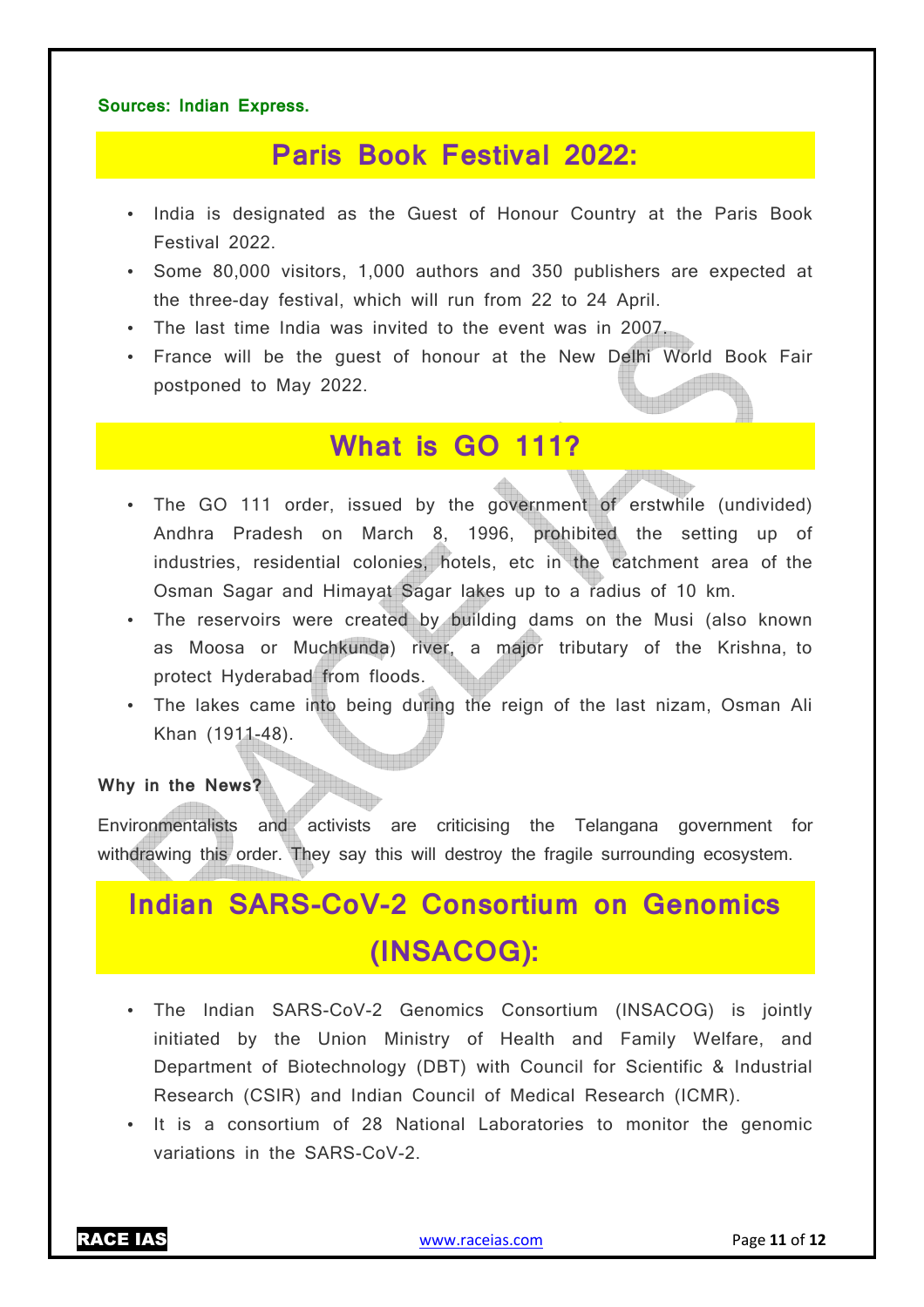**Sources: Indian Express.**

## Paris Book Festival 2022:

- India is designated as the Guest of Honour Country at the Paris Book Festival 2022.
- Some 80,000 visitors, 1,000 authors and 350 publishers are expected at the three-day festival, which will run from 22 to 24 April.
- The last time India was invited to the event was in 2007.
- France will be the guest of honour at the New Delhi World Book Fair postponed to May 2022.

## What is GO 111?

- The GO 111 order, issued by the government of erstwhile (undivided) Andhra Pradesh on March 8, 1996, prohibited the setting up of industries, residential colonies, hotels, etc in the catchment area of the Osman Sagar and Himayat Sagar lakes up to a radius of 10 km.
- The reservoirs were created by building dams on the Musi (also known as Moosa or Muchkunda) river, a major tributary of the Krishna, to protect Hyderabad from floods.
- The lakes came into being during the reign of the last nizam, Osman Ali Khan (1911-48).

**Why in the News?**

Environmentalists and activists are criticising the Telangana government for withdrawing this order. They say this will destroy the fragile surrounding ecosystem.

## Indian SARS-CoV-2 Consortium on Genomics (INSACOG):

- The Indian SARS-CoV-2 Genomics Consortium (INSACOG) is jointly initiated by the Union Ministry of Health and Family Welfare, and Department of Biotechnology (DBT) with Council for Scientific & Industrial Research (CSIR) and Indian Council of Medical Research (ICMR).
- It is a consortium of 28 National Laboratories to monitor the genomic variations in the SARS-CoV-2.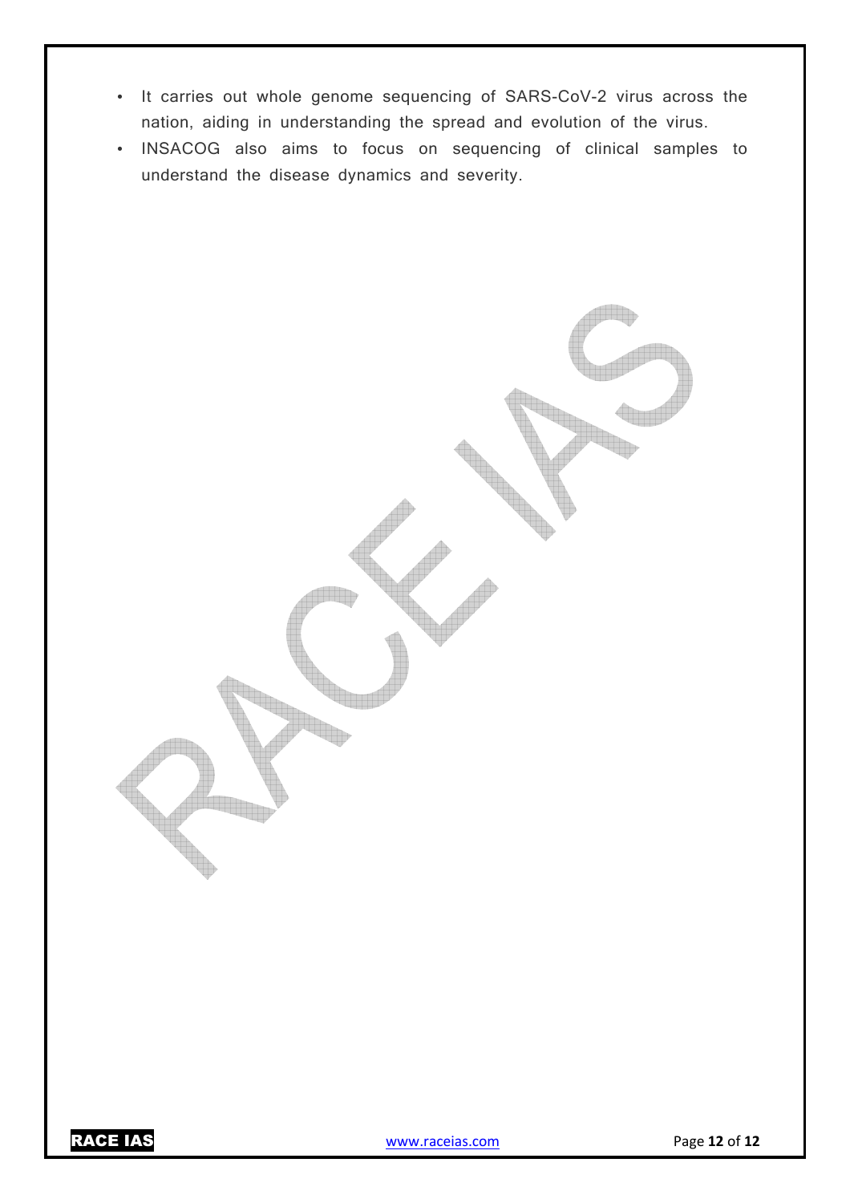- It carries out whole genome sequencing of SARS-CoV-2 virus across the nation, aiding in understanding the spread and evolution of the virus.
- INSACOG also aims to focus on sequencing of clinical samples to understand the disease dynamics and severity.